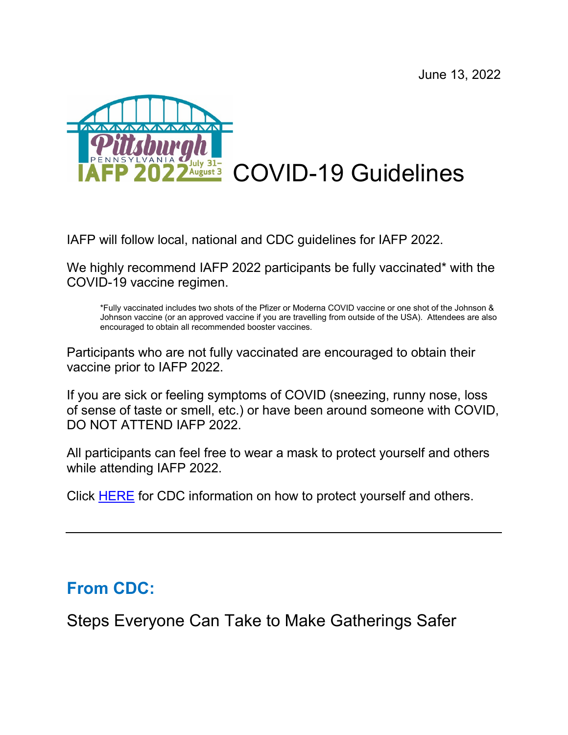June 13, 2022

# Pittsburgh PENNSYLVANIA IAFP 2022 July 31–August 3 COVID-19 Guidelines

IAFP will follow local, national and CDC guidelines for IAFP 2022.

We highly recommend IAFP 2022 participants be fully vaccinated* with the COVID-19 vaccine regimen.

> *Fully vaccinated includes two shots of the Pfizer or Moderna COVID vaccine or one shot of the Johnson & Johnson vaccine (or an approved vaccine if you are travelling from outside of the USA). Attendees are also encouraged to obtain all recommended booster vaccines.

Participants who are not fully vaccinated are encouraged to obtain their vaccine prior to IAFP 2022.

If you are sick or feeling symptoms of COVID (sneezing, runny nose, loss of sense of taste or smell, etc.) or have been around someone with COVID, DO NOT ATTEND IAFP 2022.

All participants can feel free to wear a mask to protect yourself and others while attending IAFP 2022.

Click [HERE] for CDC information on how to protect yourself and others.

---

## From CDC:

### Steps Everyone Can Take to Make Gatherings Safer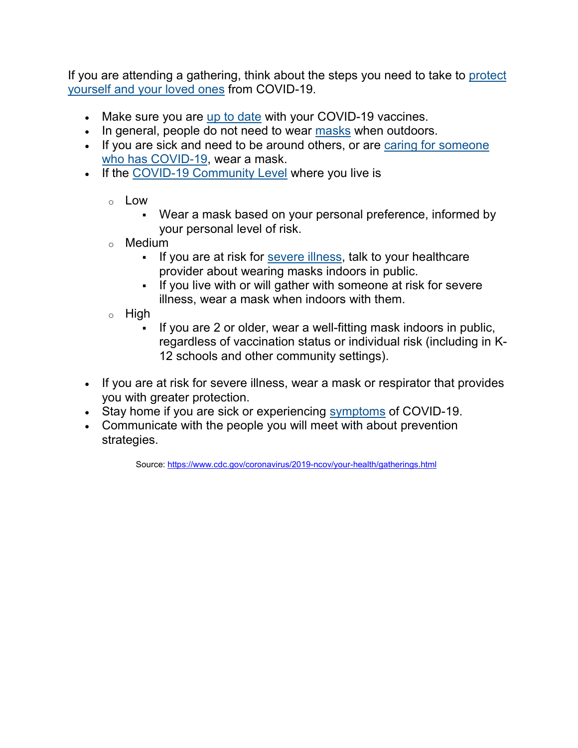If you are attending a gathering, think about the steps you need to take to protect yourself and your loved ones from COVID-19.

- Make sure you are up to date with your COVID-19 vaccines.
- In general, people do not need to wear masks when outdoors.
- If you are sick and need to be around others, or are caring for someone who has COVID-19, wear a mask.
- If the COVID-19 Community Level where you live is
  - Low
    - Wear a mask based on your personal preference, informed by your personal level of risk.
  - Medium
    - If you are at risk for severe illness, talk to your healthcare provider about wearing masks indoors in public.
    - If you live with or will gather with someone at risk for severe illness, wear a mask when indoors with them.
  - High
    - If you are 2 or older, wear a well-fitting mask indoors in public, regardless of vaccination status or individual risk (including in K-12 schools and other community settings).
- If you are at risk for severe illness, wear a mask or respirator that provides you with greater protection.
- Stay home if you are sick or experiencing symptoms of COVID-19.
- Communicate with the people you will meet with about prevention strategies.

Source: https://www.cdc.gov/coronavirus/2019-ncov/your-health/gatherings.html